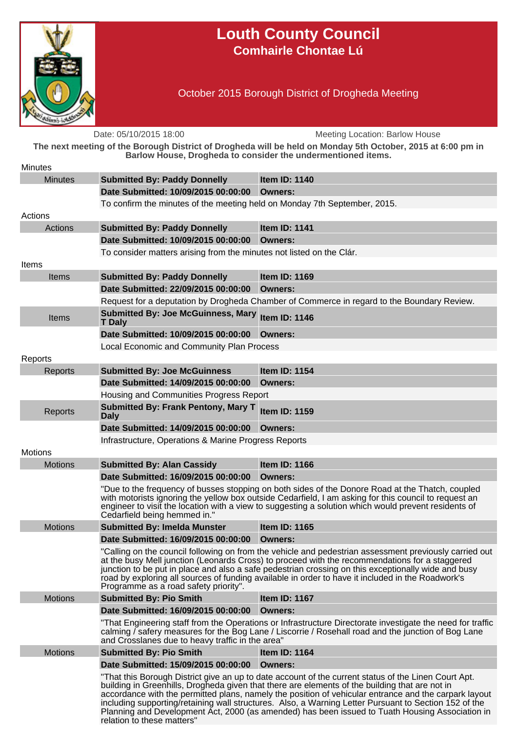# Louth County Council

## Comhairle Chontae Lú

### October 2015 Borough District of Drogheda Meeting

Date: 05/10/2015 18:00 | Meeting Location: Barlow House

**The next meeting of the Borough District of Drogheda will be held on Monday 5th October, 2015 at 6:00 pm in Barlow House, Drogheda to consider the undermentioned items.**

## Minutes

| Minutes | **Submitted By: Paddy Donnelly** | **Item ID: 1140** |
|---|---|---|
| | **Date Submitted: 10/09/2015 00:00:00** | **Owners:** |
| | To confirm the minutes of the meeting held on Monday 7th September, 2015. | |

## Actions

| Actions | **Submitted By: Paddy Donnelly** | **Item ID: 1141** |
|---|---|---|
| | **Date Submitted: 10/09/2015 00:00:00** | **Owners:** |
| | To consider matters arising from the minutes not listed on the Clár. | |

## Items

| Items | **Submitted By: Paddy Donnelly** | **Item ID: 1169** |
|---|---|---|
| | **Date Submitted: 22/09/2015 00:00:00** | **Owners:** |
| | Request for a deputation by Drogheda Chamber of Commerce in regard to the Boundary Review. | |
| Items | **Submitted By: Joe McGuinness, Mary T Daly** | **Item ID: 1146** |
| | **Date Submitted: 10/09/2015 00:00:00** | **Owners:** |
| | Local Economic and Community Plan Process | |

## Reports

| Reports | **Submitted By: Joe McGuinness** | **Item ID: 1154** |
|---|---|---|
| | **Date Submitted: 14/09/2015 00:00:00** | **Owners:** |
| | Housing and Communities Progress Report | |
| Reports | **Submitted By: Frank Pentony, Mary T Daly** | **Item ID: 1159** |
| | **Date Submitted: 14/09/2015 00:00:00** | **Owners:** |
| | Infrastructure, Operations & Marine Progress Reports | |

## Motions

| Motions | **Submitted By: Alan Cassidy** | **Item ID: 1166** |
|---|---|---|
| | **Date Submitted: 16/09/2015 00:00:00** | **Owners:** |
| | "Due to the frequency of busses stopping on both sides of the Donore Road at the Thatch, coupled with motorists ignoring the yellow box outside Cedarfield, I am asking for this council to request an engineer to visit the location with a view to suggesting a solution which would prevent residents of Cedarfield being hemmed in." | |
| Motions | **Submitted By: Imelda Munster** | **Item ID: 1165** |
| | **Date Submitted: 16/09/2015 00:00:00** | **Owners:** |
| | "Calling on the council following on from the vehicle and pedestrian assessment previously carried out at the busy Mell junction (Leonards Cross) to proceed with the recommendations for a staggered junction to be put in place and also a safe pedestrian crossing on this exceptionally wide and busy road by exploring all sources of funding available in order to have it included in the Roadwork's Programme as a road safety priority". | |
| Motions | **Submitted By: Pio Smith** | **Item ID: 1167** |
| | **Date Submitted: 16/09/2015 00:00:00** | **Owners:** |
| | "That Engineering staff from the Operations or Infrastructure Directorate investigate the need for traffic calming / safery measures for the Bog Lane / Liscorrie / Rosehall road and the junction of Bog Lane and Crosslanes due to heavy traffic in the area" | |
| Motions | **Submitted By: Pio Smith** | **Item ID: 1164** |
| | **Date Submitted: 15/09/2015 00:00:00** | **Owners:** |
| | "That this Borough District give an up to date account of the current status of the Linen Court Apt. building in Greenhills, Drogheda given that there are elements of the building that are not in accordance with the permitted plans, namely the position of vehicular entrance and the carpark layout including supporting/retaining wall structures. Also, a Warning Letter Pursuant to Section 152 of the Planning and Development Act, 2000 (as amended) has been issued to Tuath Housing Association in relation to these matters" | |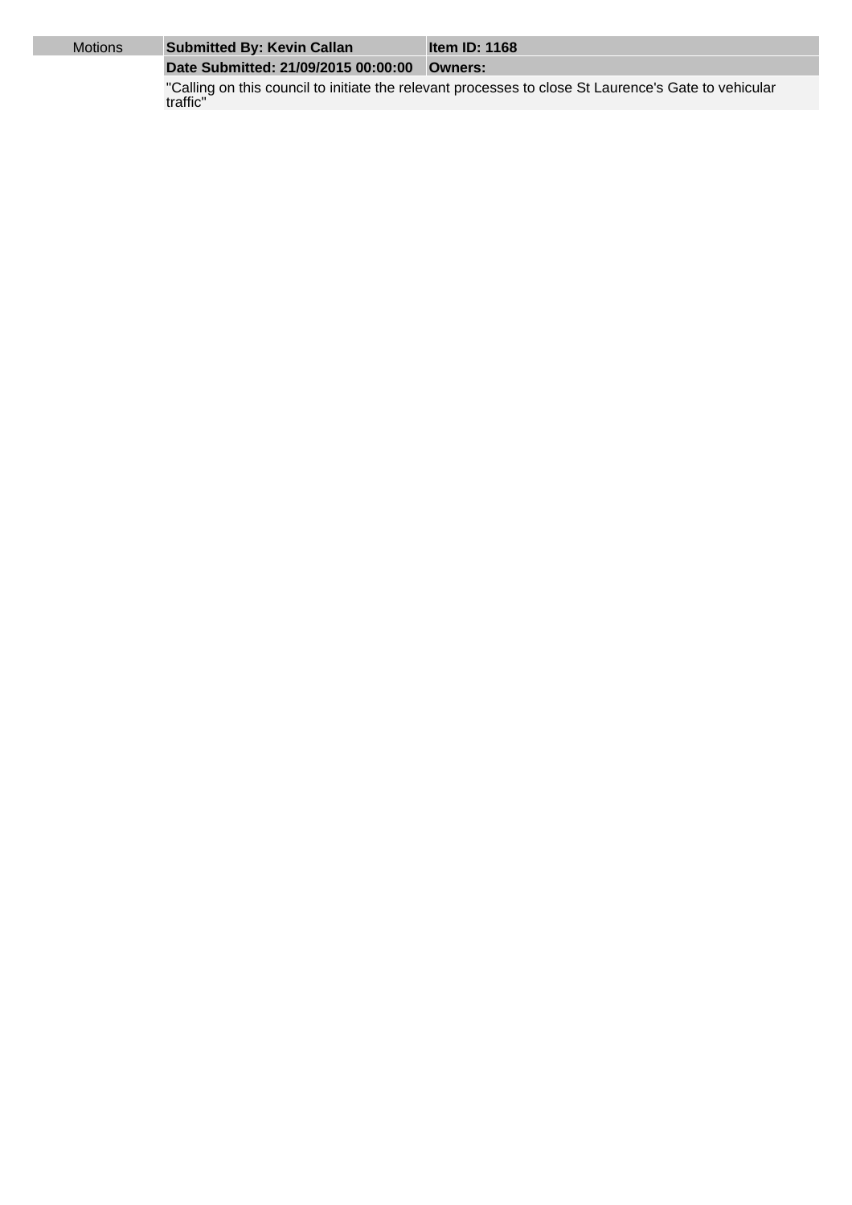| | | |
|---|---|---|
| Motions | **Submitted By: Kevin Callan** | **Item ID: 1168** |
| | **Date Submitted: 21/09/2015 00:00:00** | **Owners:** |
| | "Calling on this council to initiate the relevant processes to close St Laurence's Gate to vehicular traffic" | |